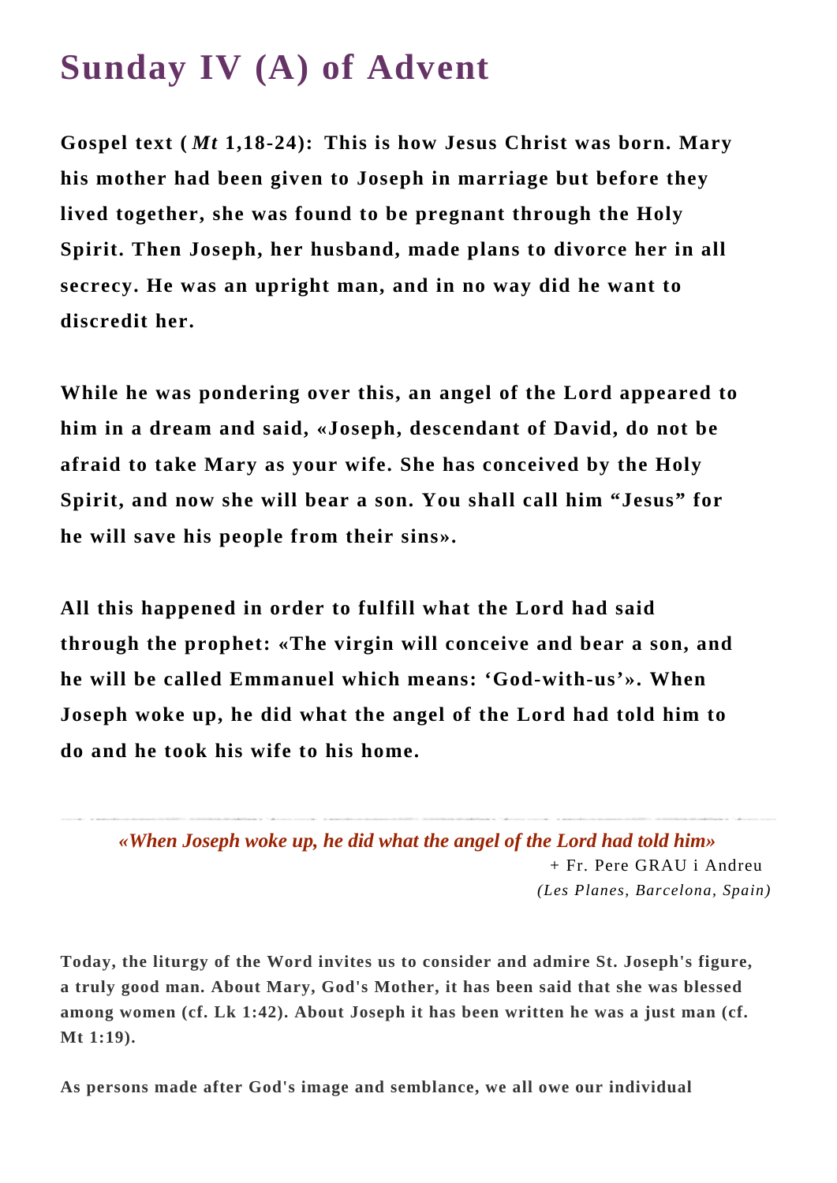# Sunday IV (A) of Advent

**Gospel text (*Mt* 1,18-24): This is how Jesus Christ was born. Mary his mother had been given to Joseph in marriage but before they lived together, she was found to be pregnant through the Holy Spirit. Then Joseph, her husband, made plans to divorce her in all secrecy. He was an upright man, and in no way did he want to discredit her.**

**While he was pondering over this, an angel of the Lord appeared to him in a dream and said, «Joseph, descendant of David, do not be afraid to take Mary as your wife. She has conceived by the Holy Spirit, and now she will bear a son. You shall call him "Jesus" for he will save his people from their sins».**

**All this happened in order to fulfill what the Lord had said through the prophet: «The virgin will conceive and bear a son, and he will be called Emmanuel which means: 'God-with-us'». When Joseph woke up, he did what the angel of the Lord had told him to do and he took his wife to his home.**

---

*«When Joseph woke up, he did what the angel of the Lord had told him»*

+ Fr. Pere GRAU i Andreu

*(Les Planes, Barcelona, Spain)*

**Today, the liturgy of the Word invites us to consider and admire St. Joseph's figure, a truly good man. About Mary, God's Mother, it has been said that she was blessed among women (cf. Lk 1:42). About Joseph it has been written he was a just man (cf. Mt 1:19).**

**As persons made after God's image and semblance, we all owe our individual**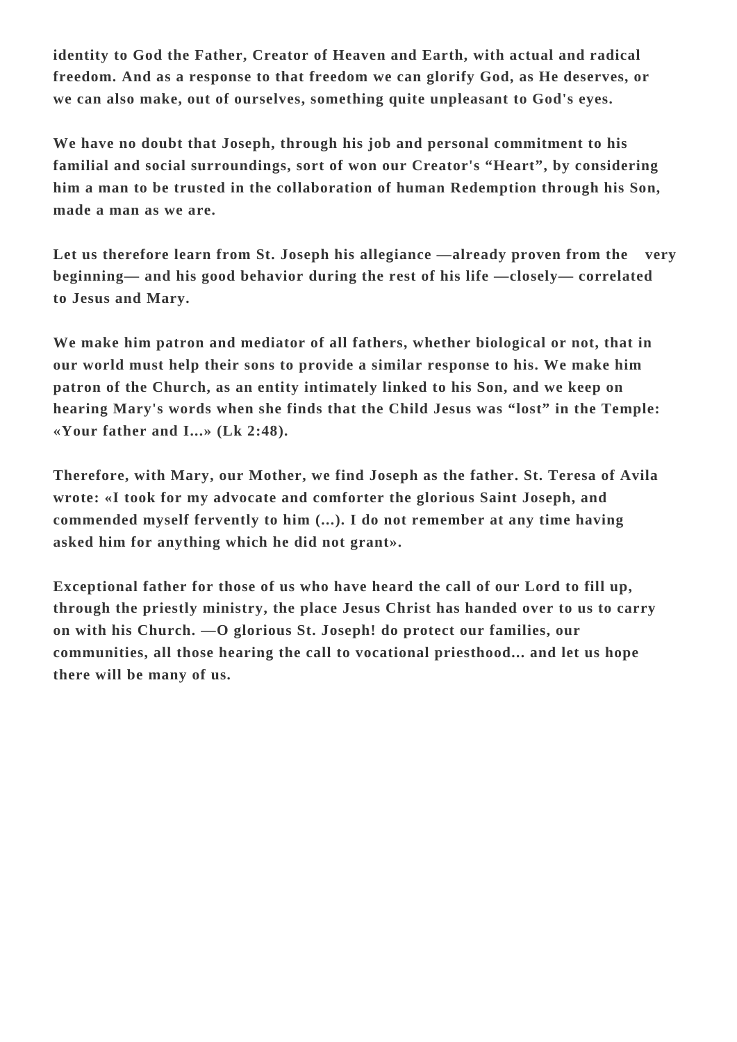**identity to God the Father, Creator of Heaven and Earth, with actual and radical freedom. And as a response to that freedom we can glorify God, as He deserves, or we can also make, out of ourselves, something quite unpleasant to God's eyes.**

**We have no doubt that Joseph, through his job and personal commitment to his familial and social surroundings, sort of won our Creator's "Heart", by considering him a man to be trusted in the collaboration of human Redemption through his Son, made a man as we are.**

**Let us therefore learn from St. Joseph his allegiance —already proven from the very beginning— and his good behavior during the rest of his life —closely— correlated to Jesus and Mary.**

**We make him patron and mediator of all fathers, whether biological or not, that in our world must help their sons to provide a similar response to his. We make him patron of the Church, as an entity intimately linked to his Son, and we keep on hearing Mary's words when she finds that the Child Jesus was "lost" in the Temple: «Your father and I...» (Lk 2:48).**

**Therefore, with Mary, our Mother, we find Joseph as the father. St. Teresa of Avila wrote: «I took for my advocate and comforter the glorious Saint Joseph, and commended myself fervently to him (...). I do not remember at any time having asked him for anything which he did not grant».**

**Exceptional father for those of us who have heard the call of our Lord to fill up, through the priestly ministry, the place Jesus Christ has handed over to us to carry on with his Church. —O glorious St. Joseph! do protect our families, our communities, all those hearing the call to vocational priesthood... and let us hope there will be many of us.**